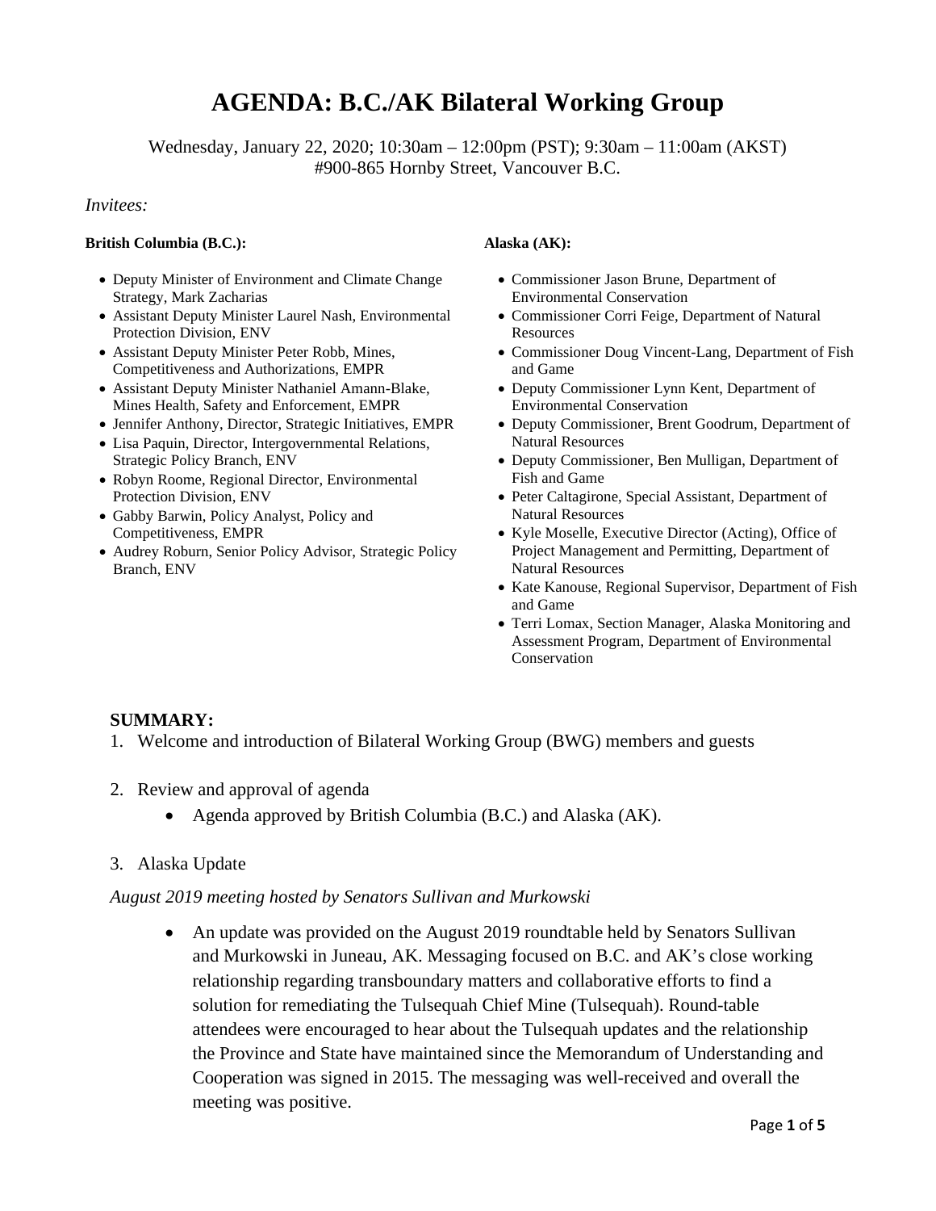# AGENDA: B.C./AK Bilateral Working Group

Wednesday, January 22, 2020; 10:30am – 12:00pm (PST); 9:30am – 11:00am (AKST)
#900-865 Hornby Street, Vancouver B.C.

*Invitees:*

**British Columbia (B.C.):**

- Deputy Minister of Environment and Climate Change Strategy, Mark Zacharias
- Assistant Deputy Minister Laurel Nash, Environmental Protection Division, ENV
- Assistant Deputy Minister Peter Robb, Mines, Competitiveness and Authorizations, EMPR
- Assistant Deputy Minister Nathaniel Amann-Blake, Mines Health, Safety and Enforcement, EMPR
- Jennifer Anthony, Director, Strategic Initiatives, EMPR
- Lisa Paquin, Director, Intergovernmental Relations, Strategic Policy Branch, ENV
- Robyn Roome, Regional Director, Environmental Protection Division, ENV
- Gabby Barwin, Policy Analyst, Policy and Competitiveness, EMPR
- Audrey Roburn, Senior Policy Advisor, Strategic Policy Branch, ENV

**Alaska (AK):**

- Commissioner Jason Brune, Department of Environmental Conservation
- Commissioner Corri Feige, Department of Natural Resources
- Commissioner Doug Vincent-Lang, Department of Fish and Game
- Deputy Commissioner Lynn Kent, Department of Environmental Conservation
- Deputy Commissioner, Brent Goodrum, Department of Natural Resources
- Deputy Commissioner, Ben Mulligan, Department of Fish and Game
- Peter Caltagirone, Special Assistant, Department of Natural Resources
- Kyle Moselle, Executive Director (Acting), Office of Project Management and Permitting, Department of Natural Resources
- Kate Kanouse, Regional Supervisor, Department of Fish and Game
- Terri Lomax, Section Manager, Alaska Monitoring and Assessment Program, Department of Environmental Conservation

**SUMMARY:**

1. Welcome and introduction of Bilateral Working Group (BWG) members and guests

2. Review and approval of agenda
   - Agenda approved by British Columbia (B.C.) and Alaska (AK).

3. Alaska Update

*August 2019 meeting hosted by Senators Sullivan and Murkowski*

- An update was provided on the August 2019 roundtable held by Senators Sullivan and Murkowski in Juneau, AK. Messaging focused on B.C. and AK's close working relationship regarding transboundary matters and collaborative efforts to find a solution for remediating the Tulsequah Chief Mine (Tulsequah). Round-table attendees were encouraged to hear about the Tulsequah updates and the relationship the Province and State have maintained since the Memorandum of Understanding and Cooperation was signed in 2015. The messaging was well-received and overall the meeting was positive.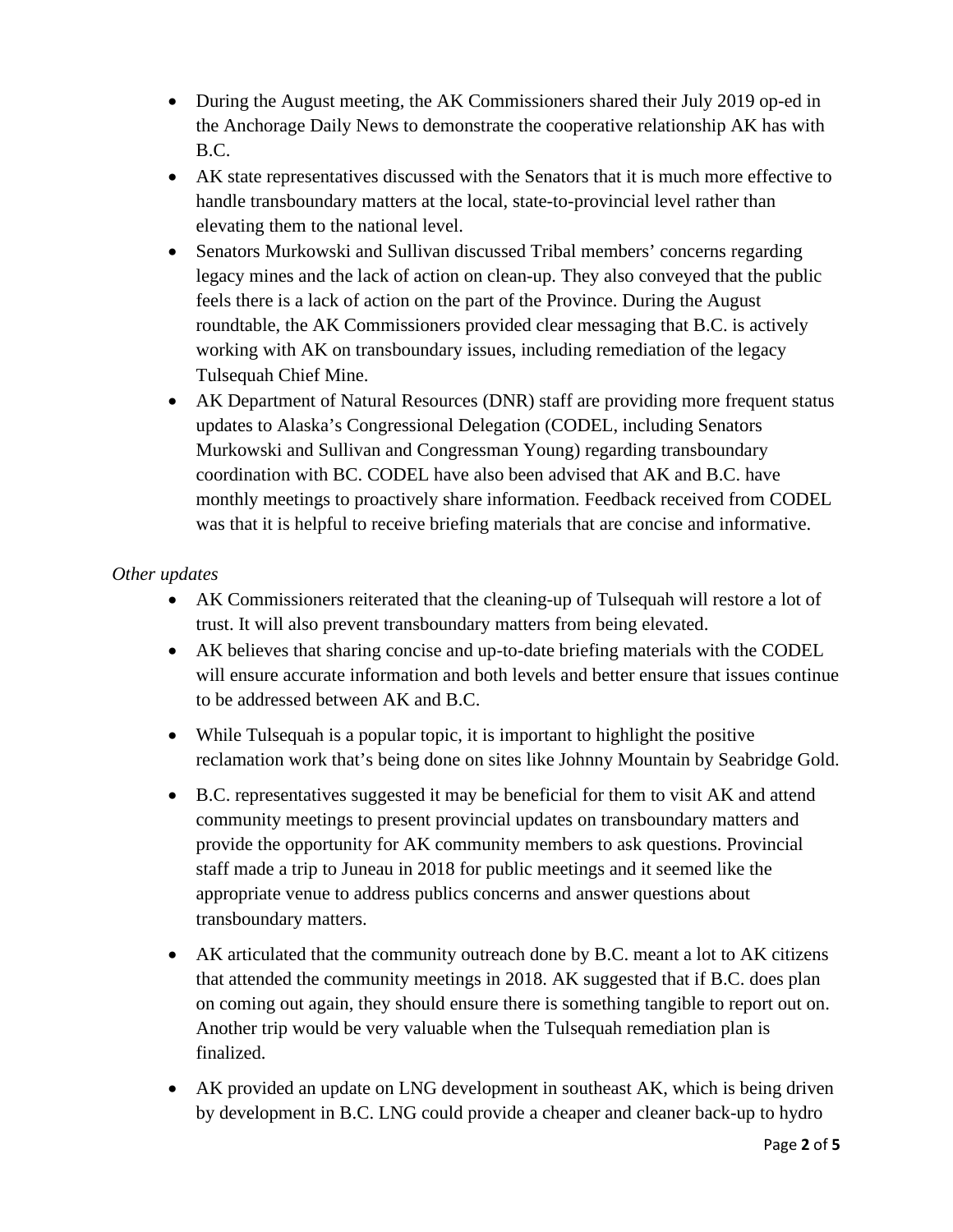- During the August meeting, the AK Commissioners shared their July 2019 op-ed in the Anchorage Daily News to demonstrate the cooperative relationship AK has with B.C.
- AK state representatives discussed with the Senators that it is much more effective to handle transboundary matters at the local, state-to-provincial level rather than elevating them to the national level.
- Senators Murkowski and Sullivan discussed Tribal members' concerns regarding legacy mines and the lack of action on clean-up. They also conveyed that the public feels there is a lack of action on the part of the Province. During the August roundtable, the AK Commissioners provided clear messaging that B.C. is actively working with AK on transboundary issues, including remediation of the legacy Tulsequah Chief Mine.
- AK Department of Natural Resources (DNR) staff are providing more frequent status updates to Alaska's Congressional Delegation (CODEL, including Senators Murkowski and Sullivan and Congressman Young) regarding transboundary coordination with BC. CODEL have also been advised that AK and B.C. have monthly meetings to proactively share information. Feedback received from CODEL was that it is helpful to receive briefing materials that are concise and informative.

*Other updates*

- AK Commissioners reiterated that the cleaning-up of Tulsequah will restore a lot of trust. It will also prevent transboundary matters from being elevated.
- AK believes that sharing concise and up-to-date briefing materials with the CODEL will ensure accurate information and both levels and better ensure that issues continue to be addressed between AK and B.C.
- While Tulsequah is a popular topic, it is important to highlight the positive reclamation work that's being done on sites like Johnny Mountain by Seabridge Gold.
- B.C. representatives suggested it may be beneficial for them to visit AK and attend community meetings to present provincial updates on transboundary matters and provide the opportunity for AK community members to ask questions. Provincial staff made a trip to Juneau in 2018 for public meetings and it seemed like the appropriate venue to address publics concerns and answer questions about transboundary matters.
- AK articulated that the community outreach done by B.C. meant a lot to AK citizens that attended the community meetings in 2018. AK suggested that if B.C. does plan on coming out again, they should ensure there is something tangible to report out on. Another trip would be very valuable when the Tulsequah remediation plan is finalized.
- AK provided an update on LNG development in southeast AK, which is being driven by development in B.C. LNG could provide a cheaper and cleaner back-up to hydro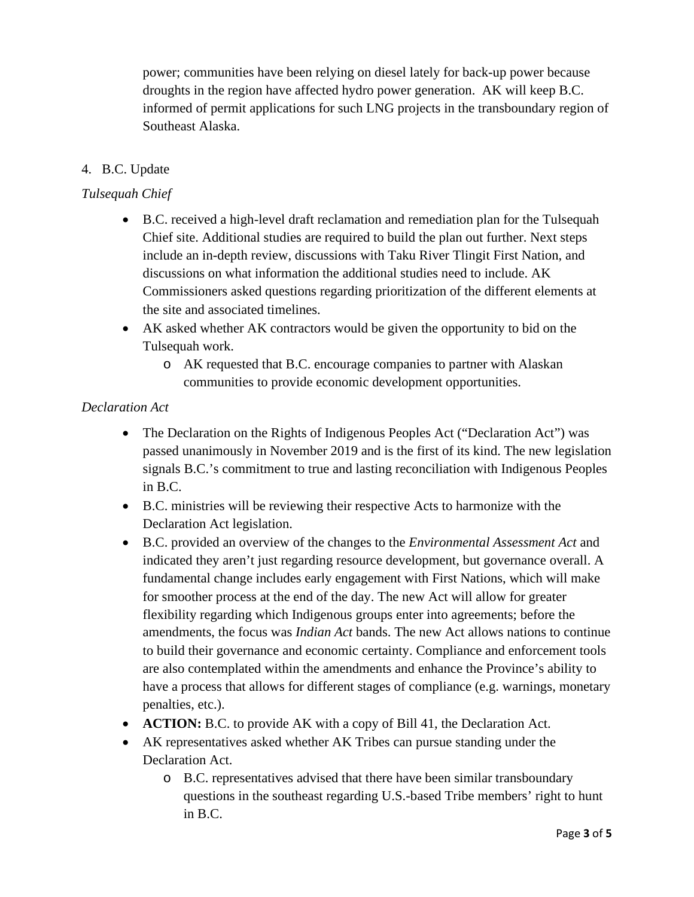power; communities have been relying on diesel lately for back-up power because droughts in the region have affected hydro power generation. AK will keep B.C. informed of permit applications for such LNG projects in the transboundary region of Southeast Alaska.

4. B.C. Update

*Tulsequah Chief*

- B.C. received a high-level draft reclamation and remediation plan for the Tulsequah Chief site. Additional studies are required to build the plan out further. Next steps include an in-depth review, discussions with Taku River Tlingit First Nation, and discussions on what information the additional studies need to include. AK Commissioners asked questions regarding prioritization of the different elements at the site and associated timelines.
- AK asked whether AK contractors would be given the opportunity to bid on the Tulsequah work.
  - AK requested that B.C. encourage companies to partner with Alaskan communities to provide economic development opportunities.

*Declaration Act*

- The Declaration on the Rights of Indigenous Peoples Act ("Declaration Act") was passed unanimously in November 2019 and is the first of its kind. The new legislation signals B.C.'s commitment to true and lasting reconciliation with Indigenous Peoples in B.C.
- B.C. ministries will be reviewing their respective Acts to harmonize with the Declaration Act legislation.
- B.C. provided an overview of the changes to the *Environmental Assessment Act* and indicated they aren't just regarding resource development, but governance overall. A fundamental change includes early engagement with First Nations, which will make for smoother process at the end of the day. The new Act will allow for greater flexibility regarding which Indigenous groups enter into agreements; before the amendments, the focus was *Indian Act* bands. The new Act allows nations to continue to build their governance and economic certainty. Compliance and enforcement tools are also contemplated within the amendments and enhance the Province's ability to have a process that allows for different stages of compliance (e.g. warnings, monetary penalties, etc.).
- **ACTION:** B.C. to provide AK with a copy of Bill 41, the Declaration Act.
- AK representatives asked whether AK Tribes can pursue standing under the Declaration Act.
  - B.C. representatives advised that there have been similar transboundary questions in the southeast regarding U.S.-based Tribe members' right to hunt in B.C.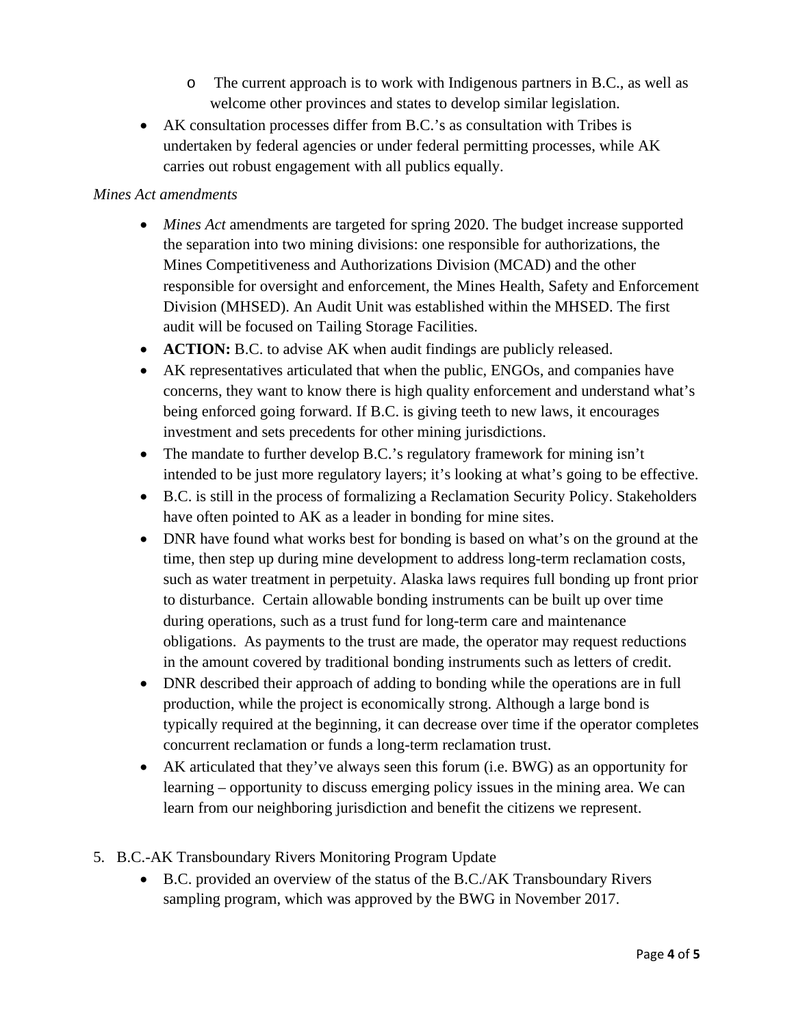- The current approach is to work with Indigenous partners in B.C., as well as welcome other provinces and states to develop similar legislation.
- AK consultation processes differ from B.C.'s as consultation with Tribes is undertaken by federal agencies or under federal permitting processes, while AK carries out robust engagement with all publics equally.

*Mines Act amendments*

- *Mines Act* amendments are targeted for spring 2020. The budget increase supported the separation into two mining divisions: one responsible for authorizations, the Mines Competitiveness and Authorizations Division (MCAD) and the other responsible for oversight and enforcement, the Mines Health, Safety and Enforcement Division (MHSED). An Audit Unit was established within the MHSED. The first audit will be focused on Tailing Storage Facilities.
- **ACTION:** B.C. to advise AK when audit findings are publicly released.
- AK representatives articulated that when the public, ENGOs, and companies have concerns, they want to know there is high quality enforcement and understand what's being enforced going forward. If B.C. is giving teeth to new laws, it encourages investment and sets precedents for other mining jurisdictions.
- The mandate to further develop B.C.'s regulatory framework for mining isn't intended to be just more regulatory layers; it's looking at what's going to be effective.
- B.C. is still in the process of formalizing a Reclamation Security Policy. Stakeholders have often pointed to AK as a leader in bonding for mine sites.
- DNR have found what works best for bonding is based on what's on the ground at the time, then step up during mine development to address long-term reclamation costs, such as water treatment in perpetuity. Alaska laws requires full bonding up front prior to disturbance. Certain allowable bonding instruments can be built up over time during operations, such as a trust fund for long-term care and maintenance obligations. As payments to the trust are made, the operator may request reductions in the amount covered by traditional bonding instruments such as letters of credit.
- DNR described their approach of adding to bonding while the operations are in full production, while the project is economically strong. Although a large bond is typically required at the beginning, it can decrease over time if the operator completes concurrent reclamation or funds a long-term reclamation trust.
- AK articulated that they've always seen this forum (i.e. BWG) as an opportunity for learning – opportunity to discuss emerging policy issues in the mining area. We can learn from our neighboring jurisdiction and benefit the citizens we represent.

5. B.C.-AK Transboundary Rivers Monitoring Program Update
   - B.C. provided an overview of the status of the B.C./AK Transboundary Rivers sampling program, which was approved by the BWG in November 2017.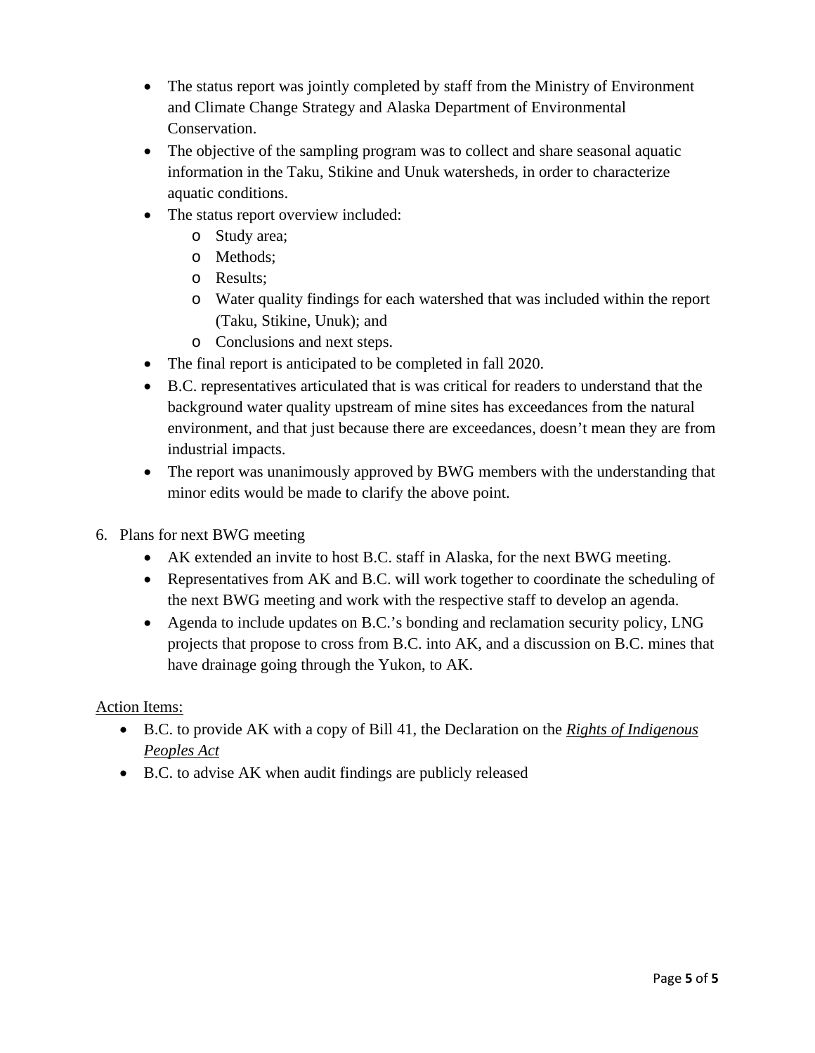- The status report was jointly completed by staff from the Ministry of Environment and Climate Change Strategy and Alaska Department of Environmental Conservation.
- The objective of the sampling program was to collect and share seasonal aquatic information in the Taku, Stikine and Unuk watersheds, in order to characterize aquatic conditions.
- The status report overview included:
  - Study area;
  - Methods;
  - Results;
  - Water quality findings for each watershed that was included within the report (Taku, Stikine, Unuk); and
  - Conclusions and next steps.
- The final report is anticipated to be completed in fall 2020.
- B.C. representatives articulated that is was critical for readers to understand that the background water quality upstream of mine sites has exceedances from the natural environment, and that just because there are exceedances, doesn't mean they are from industrial impacts.
- The report was unanimously approved by BWG members with the understanding that minor edits would be made to clarify the above point.

6. Plans for next BWG meeting
   - AK extended an invite to host B.C. staff in Alaska, for the next BWG meeting.
   - Representatives from AK and B.C. will work together to coordinate the scheduling of the next BWG meeting and work with the respective staff to develop an agenda.
   - Agenda to include updates on B.C.'s bonding and reclamation security policy, LNG projects that propose to cross from B.C. into AK, and a discussion on B.C. mines that have drainage going through the Yukon, to AK.

Action Items:

- B.C. to provide AK with a copy of Bill 41, the Declaration on the ***Rights of Indigenous Peoples Act***
- B.C. to advise AK when audit findings are publicly released